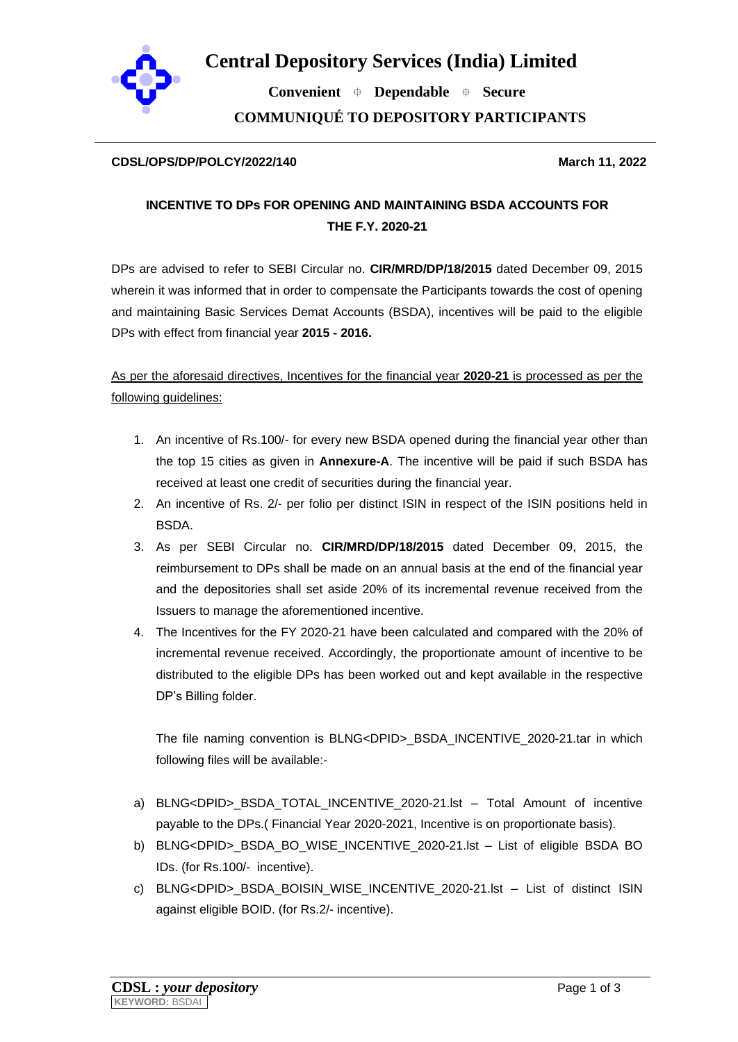# Central Depository Services (India) Limited

**Convenient ⌖ Dependable ⌖ Secure**

**COMMUNIQUÉ TO DEPOSITORY PARTICIPANTS**

**CDSL/OPS/DP/POLCY/2022/140** **March 11, 2022**

## INCENTIVE TO DPs FOR OPENING AND MAINTAINING BSDA ACCOUNTS FOR THE F.Y. 2020-21

DPs are advised to refer to SEBI Circular no. **CIR/MRD/DP/18/2015** dated December 09, 2015 wherein it was informed that in order to compensate the Participants towards the cost of opening and maintaining Basic Services Demat Accounts (BSDA), incentives will be paid to the eligible DPs with effect from financial year **2015 - 2016.**

<u>As per the aforesaid directives, Incentives for the financial year **2020-21** is processed as per the following guidelines:</u>

1. An incentive of Rs.100/- for every new BSDA opened during the financial year other than the top 15 cities as given in **Annexure-A**. The incentive will be paid if such BSDA has received at least one credit of securities during the financial year.
2. An incentive of Rs. 2/- per folio per distinct ISIN in respect of the ISIN positions held in BSDA.
3. As per SEBI Circular no. **CIR/MRD/DP/18/2015** dated December 09, 2015, the reimbursement to DPs shall be made on an annual basis at the end of the financial year and the depositories shall set aside 20% of its incremental revenue received from the Issuers to manage the aforementioned incentive.
4. The Incentives for the FY 2020-21 have been calculated and compared with the 20% of incremental revenue received. Accordingly, the proportionate amount of incentive to be distributed to the eligible DPs has been worked out and kept available in the respective DP's Billing folder.

   The file naming convention is BLNG<DPID>_BSDA_INCENTIVE_2020-21.tar in which following files will be available:-

a) BLNG<DPID>_BSDA_TOTAL_INCENTIVE_2020-21.lst – Total Amount of incentive payable to the DPs.( Financial Year 2020-2021, Incentive is on proportionate basis).

b) BLNG<DPID>_BSDA_BO_WISE_INCENTIVE_2020-21.lst – List of eligible BSDA BO IDs. (for Rs.100/- incentive).

c) BLNG<DPID>_BSDA_BOISIN_WISE_INCENTIVE_2020-21.lst – List of distinct ISIN against eligible BOID. (for Rs.2/- incentive).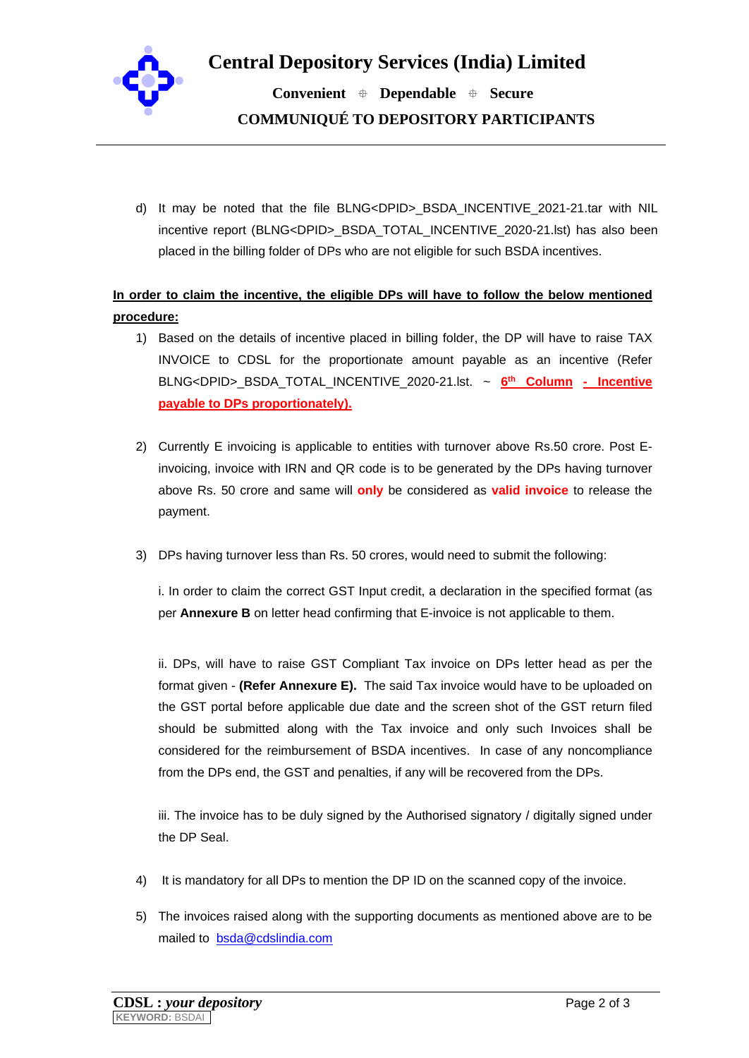d) It may be noted that the file BLNG<DPID>_BSDA_INCENTIVE_2021-21.tar with NIL incentive report (BLNG<DPID>_BSDA_TOTAL_INCENTIVE_2020-21.lst) has also been placed in the billing folder of DPs who are not eligible for such BSDA incentives.

**In order to claim the incentive, the eligible DPs will have to follow the below mentioned procedure:**

1) Based on the details of incentive placed in billing folder, the DP will have to raise TAX INVOICE to CDSL for the proportionate amount payable as an incentive (Refer BLNG<DPID>_BSDA_TOTAL_INCENTIVE_2020-21.lst. ~ **6th Column - Incentive payable to DPs proportionately).**

2) Currently E invoicing is applicable to entities with turnover above Rs.50 crore. Post E-invoicing, invoice with IRN and QR code is to be generated by the DPs having turnover above Rs. 50 crore and same will **only** be considered as **valid invoice** to release the payment.

3) DPs having turnover less than Rs. 50 crores, would need to submit the following:

   i. In order to claim the correct GST Input credit, a declaration in the specified format (as per **Annexure B** on letter head confirming that E-invoice is not applicable to them.

   ii. DPs, will have to raise GST Compliant Tax invoice on DPs letter head as per the format given - **(Refer Annexure E).** The said Tax invoice would have to be uploaded on the GST portal before applicable due date and the screen shot of the GST return filed should be submitted along with the Tax invoice and only such Invoices shall be considered for the reimbursement of BSDA incentives. In case of any noncompliance from the DPs end, the GST and penalties, if any will be recovered from the DPs.

   iii. The invoice has to be duly signed by the Authorised signatory / digitally signed under the DP Seal.

4) It is mandatory for all DPs to mention the DP ID on the scanned copy of the invoice.

5) The invoices raised along with the supporting documents as mentioned above are to be mailed to bsda@cdslindia.com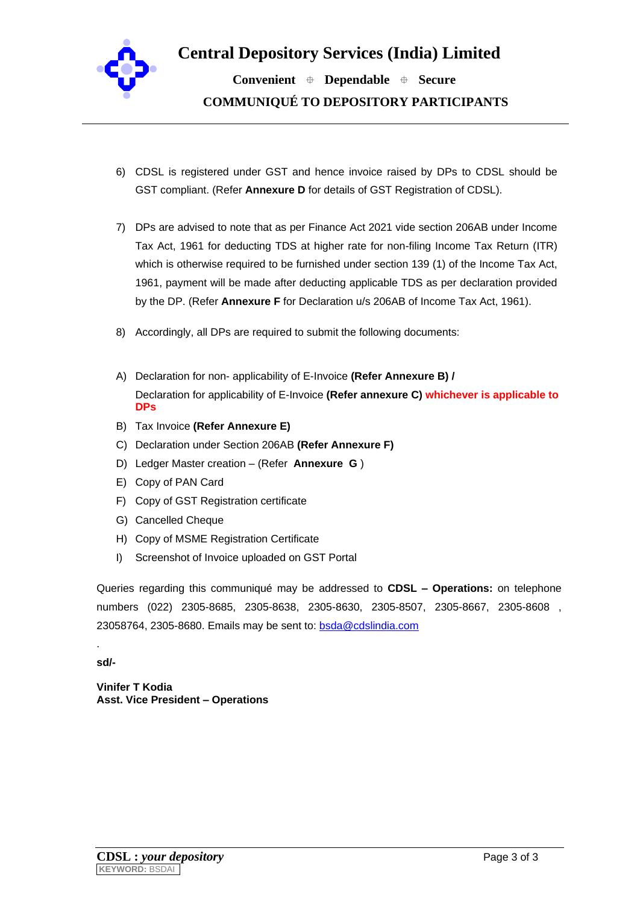6) CDSL is registered under GST and hence invoice raised by DPs to CDSL should be GST compliant. (Refer **Annexure D** for details of GST Registration of CDSL).

7) DPs are advised to note that as per Finance Act 2021 vide section 206AB under Income Tax Act, 1961 for deducting TDS at higher rate for non-filing Income Tax Return (ITR) which is otherwise required to be furnished under section 139 (1) of the Income Tax Act, 1961, payment will be made after deducting applicable TDS as per declaration provided by the DP. (Refer **Annexure F** for Declaration u/s 206AB of Income Tax Act, 1961).

8) Accordingly, all DPs are required to submit the following documents:

A) Declaration for non- applicability of E-Invoice **(Refer Annexure B) /** Declaration for applicability of E-Invoice **(Refer annexure C)** **whichever is applicable to DPs**

B) Tax Invoice **(Refer Annexure E)**

C) Declaration under Section 206AB **(Refer Annexure F)**

D) Ledger Master creation – (Refer **Annexure G** )

E) Copy of PAN Card

F) Copy of GST Registration certificate

G) Cancelled Cheque

H) Copy of MSME Registration Certificate

I) Screenshot of Invoice uploaded on GST Portal

Queries regarding this communiqué may be addressed to **CDSL – Operations:** on telephone numbers (022) 2305-8685, 2305-8638, 2305-8630, 2305-8507, 2305-8667, 2305-8608 , 23058764, 2305-8680. Emails may be sent to: bsda@cdslindia.com

.

**sd/-**

**Vinifer T Kodia**
**Asst. Vice President – Operations**

KEYWORD: BSDAI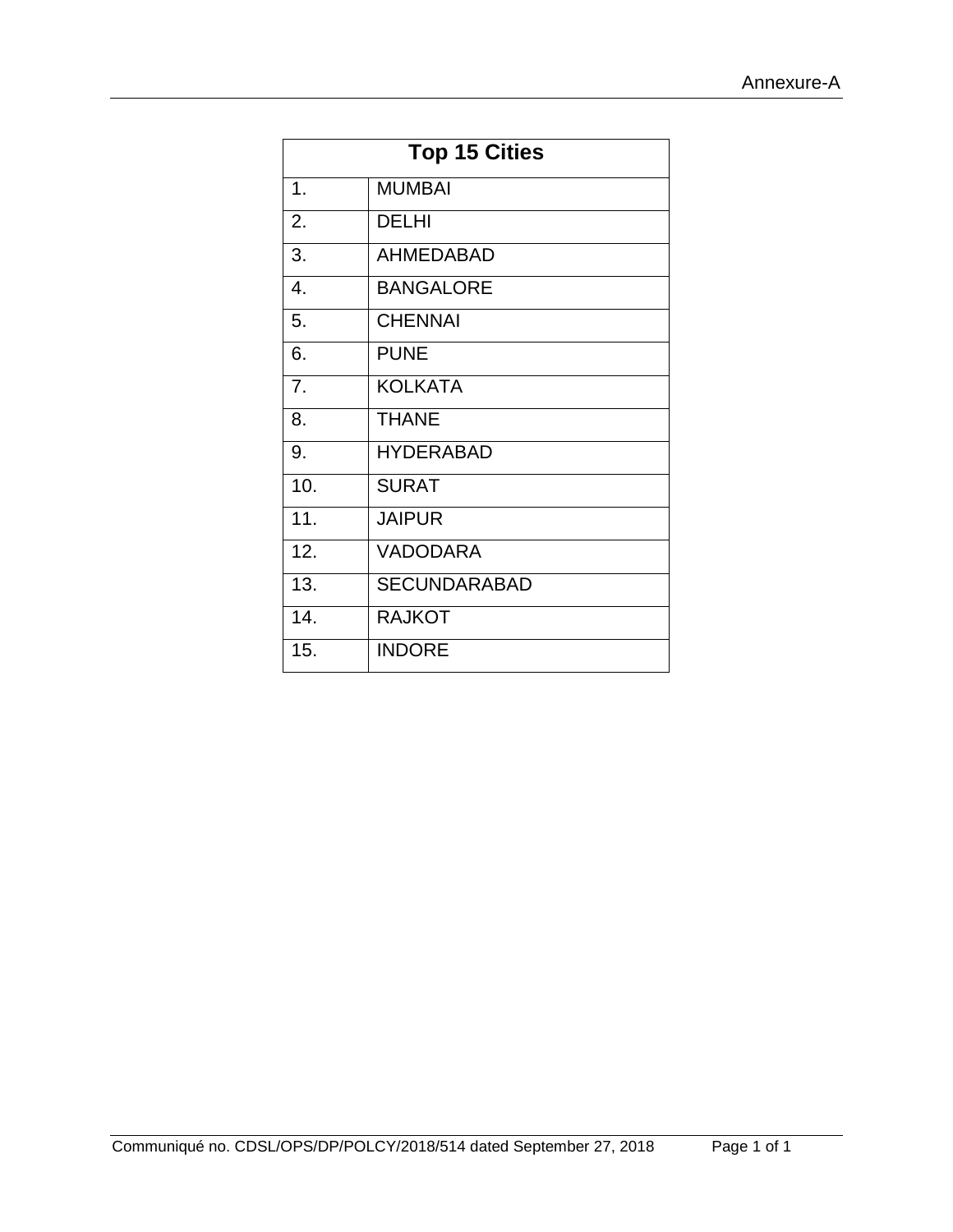Annexure-A

| Top 15 Cities | |
|---|---|
| 1. | MUMBAI |
| 2. | DELHI |
| 3. | AHMEDABAD |
| 4. | BANGALORE |
| 5. | CHENNAI |
| 6. | PUNE |
| 7. | KOLKATA |
| 8. | THANE |
| 9. | HYDERABAD |
| 10. | SURAT |
| 11. | JAIPUR |
| 12. | VADODARA |
| 13. | SECUNDARABAD |
| 14. | RAJKOT |
| 15. | INDORE |

Communiqué no. CDSL/OPS/DP/POLCY/2018/514 dated September 27, 2018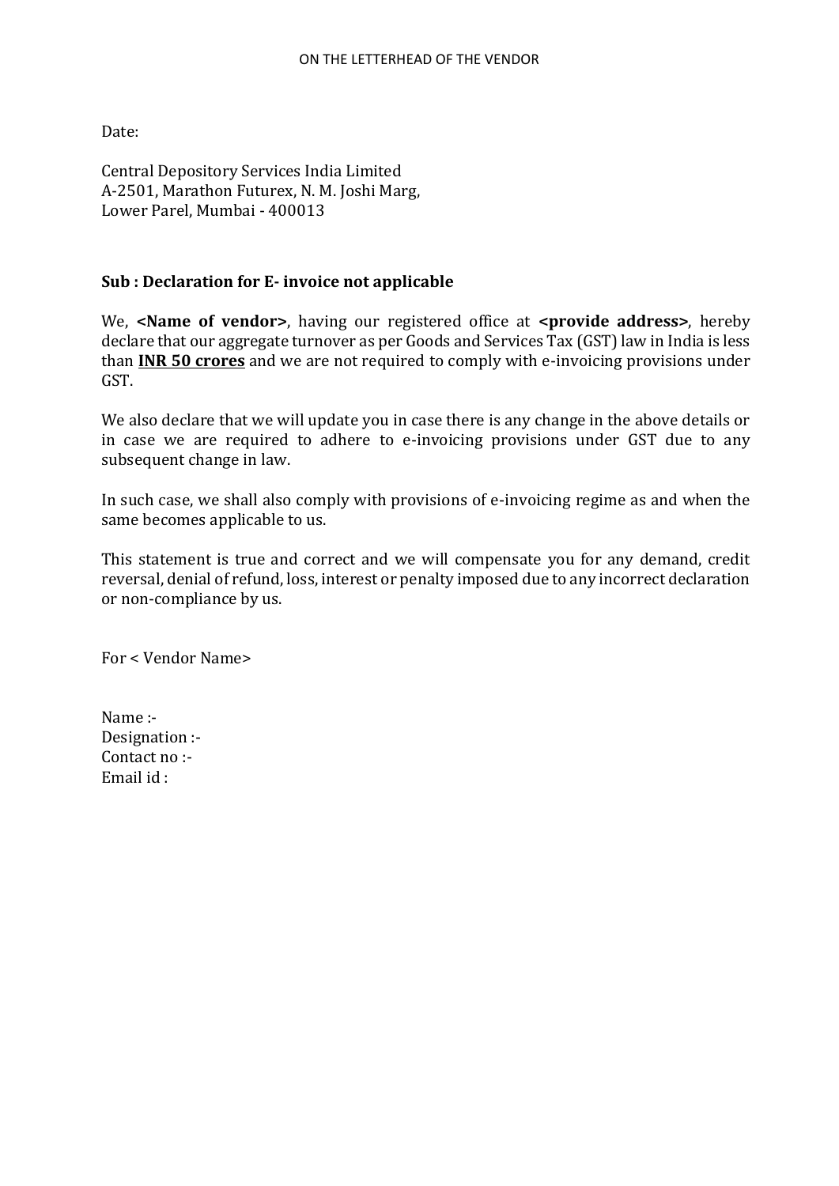ON THE LETTERHEAD OF THE VENDOR

Date:

Central Depository Services India Limited
A-2501, Marathon Futurex, N. M. Joshi Marg,
Lower Parel, Mumbai - 400013

**Sub : Declaration for E- invoice not applicable**

We, **<Name of vendor>**, having our registered office at **<provide address>**, hereby declare that our aggregate turnover as per Goods and Services Tax (GST) law in India is less than **INR 50 crores** and we are not required to comply with e-invoicing provisions under GST.

We also declare that we will update you in case there is any change in the above details or in case we are required to adhere to e-invoicing provisions under GST due to any subsequent change in law.

In such case, we shall also comply with provisions of e-invoicing regime as and when the same becomes applicable to us.

This statement is true and correct and we will compensate you for any demand, credit reversal, denial of refund, loss, interest or penalty imposed due to any incorrect declaration or non-compliance by us.

For < Vendor Name>

Name :-
Designation :-
Contact no :-
Email id :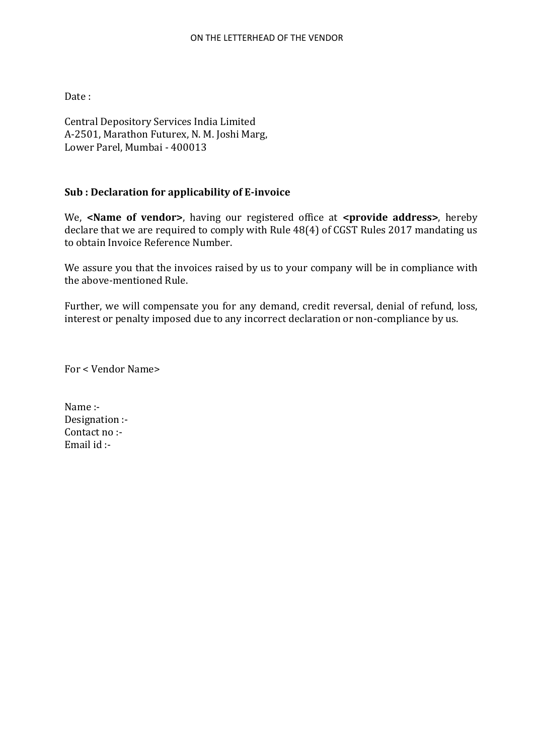ON THE LETTERHEAD OF THE VENDOR

Date :

Central Depository Services India Limited
A-2501, Marathon Futurex, N. M. Joshi Marg,
Lower Parel, Mumbai - 400013

**Sub : Declaration for applicability of E-invoice**

We, **<Name of vendor>**, having our registered office at **<provide address>**, hereby declare that we are required to comply with Rule 48(4) of CGST Rules 2017 mandating us to obtain Invoice Reference Number.

We assure you that the invoices raised by us to your company will be in compliance with the above-mentioned Rule.

Further, we will compensate you for any demand, credit reversal, denial of refund, loss, interest or penalty imposed due to any incorrect declaration or non-compliance by us.

For < Vendor Name>

Name :-
Designation :-
Contact no :-
Email id :-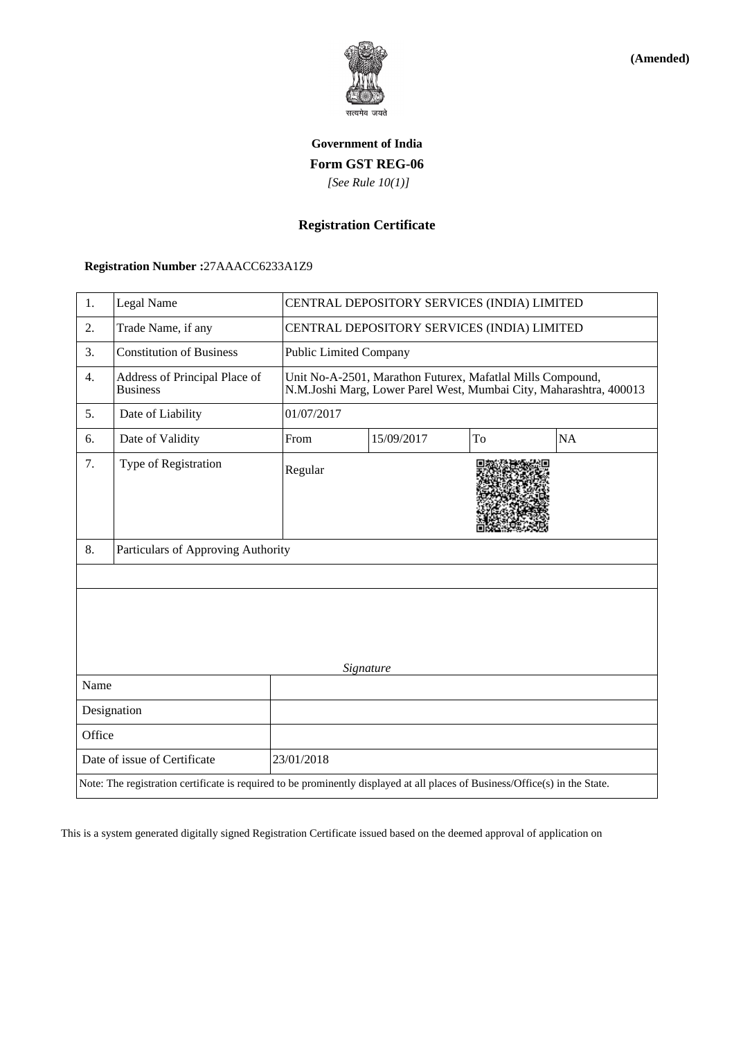**(Amended)**

सत्यमेव जयते

**Government of India**

**Form GST REG-06**

*[See Rule 10(1)]*

**Registration Certificate**

**Registration Number :**27AAACC6233A1Z9

| 1. | Legal Name | CENTRAL DEPOSITORY SERVICES (INDIA) LIMITED | | | |
|---|---|---|---|---|---|
| 2. | Trade Name, if any | CENTRAL DEPOSITORY SERVICES (INDIA) LIMITED | | | |
| 3. | Constitution of Business | Public Limited Company | | | |
| 4. | Address of Principal Place of Business | Unit No-A-2501, Marathon Futurex, Mafatlal Mills Compound, N.M.Joshi Marg, Lower Parel West, Mumbai City, Maharashtra, 400013 | | | |
| 5. | Date of Liability | 01/07/2017 | | | |
| 6. | Date of Validity | From | 15/09/2017 | To | NA |
| 7. | Type of Registration | Regular | | | |
| 8. | Particulars of Approving Authority | | | | |

*Signature*

| Name | |
|---|---|
| Designation | |
| Office | |
| Date of issue of Certificate | 23/01/2018 |

Note: The registration certificate is required to be prominently displayed at all places of Business/Office(s) in the State.

This is a system generated digitally signed Registration Certificate issued based on the deemed approval of application on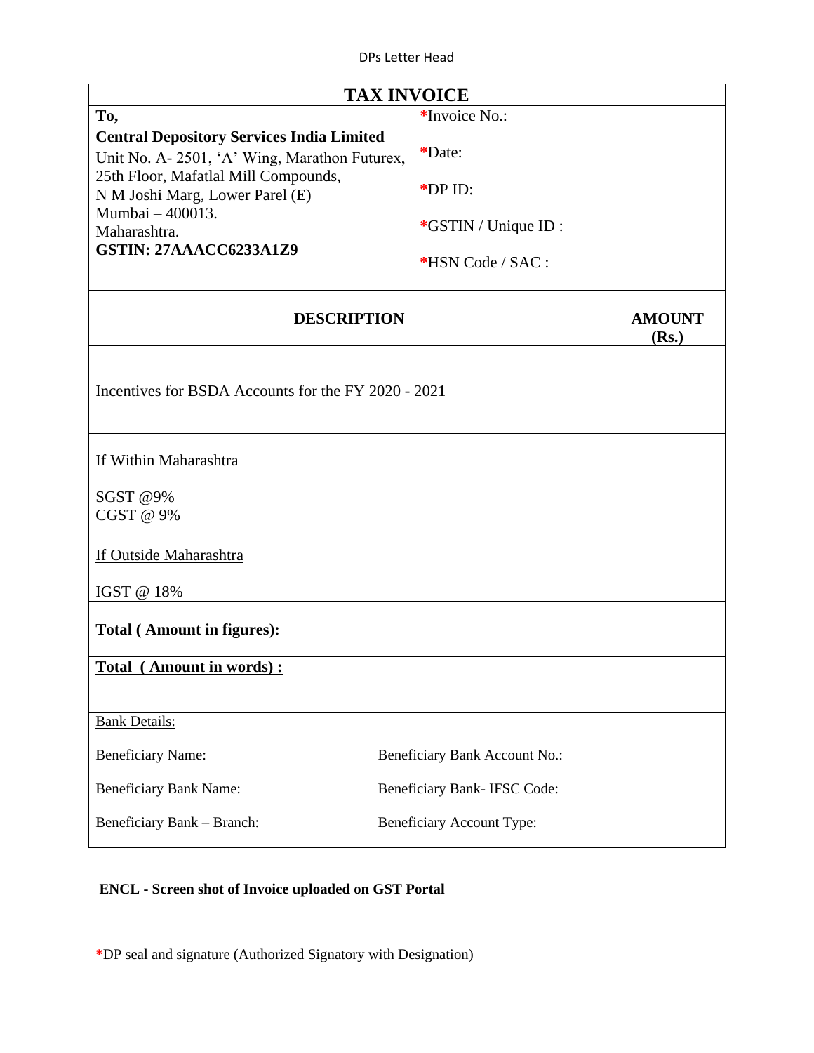DPs Letter Head

## TAX INVOICE

| **To,**<br>**Central Depository Services India Limited**<br>Unit No. A- 2501, 'A' Wing, Marathon Futurex,<br>25th Floor, Mafatlal Mill Compounds,<br>N M Joshi Marg, Lower Parel (E)<br>Mumbai – 400013.<br>Maharashtra.<br>**GSTIN: 27AAACC6233A1Z9** | *Invoice No.:<br><br>*Date:<br><br>*DP ID:<br><br>*GSTIN / Unique ID :<br><br>*HSN Code / SAC : |
|---|---|

| **DESCRIPTION** | **AMOUNT (Rs.)** |
|---|---|
| Incentives for BSDA Accounts for the FY 2020 - 2021 | |
| If Within Maharashtra<br><br>SGST @9%<br>CGST @ 9% | |
| If Outside Maharashtra<br><br>IGST @ 18% | |
| **Total ( Amount in figures):** | |
| **Total ( Amount in words) :** | |

| Bank Details: | |
|---|---|
| Beneficiary Name: | Beneficiary Bank Account No.: |
| Beneficiary Bank Name: | Beneficiary Bank- IFSC Code: |
| Beneficiary Bank – Branch: | Beneficiary Account Type: |

**ENCL - Screen shot of Invoice uploaded on GST Portal**

*DP seal and signature (Authorized Signatory with Designation)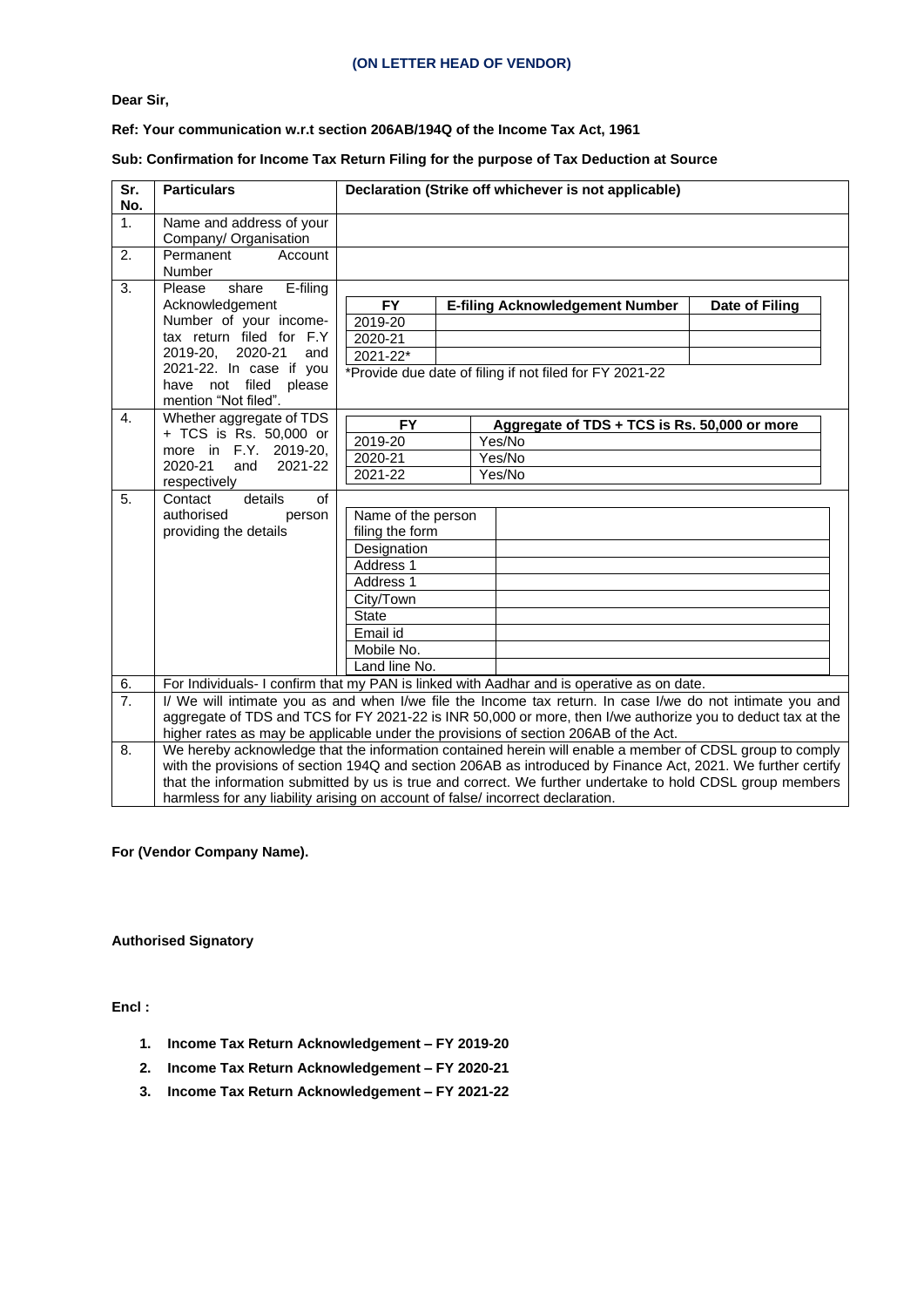**(ON LETTER HEAD OF VENDOR)**

**Dear Sir,**

**Ref: Your communication w.r.t section 206AB/194Q of the Income Tax Act, 1961**

**Sub: Confirmation for Income Tax Return Filing for the purpose of Tax Deduction at Source**

| Sr. No. | Particulars | Declaration (Strike off whichever is not applicable) |
|---|---|---|
| 1. | Name and address of your Company/ Organisation | |
| 2. | Permanent Account Number | |
| 3. | Please share E-filing Acknowledgement Number of your income-tax return filed for F.Y 2019-20, 2020-21 and 2021-22. In case if you have not filed please mention "Not filed". | **FY** \| **E-filing Acknowledgement Number** \| **Date of Filing**<br>2019-20 \| \|<br>2020-21 \| \|<br>2021-22* \| \|<br>*Provide due date of filing if not filed for FY 2021-22 |
| 4. | Whether aggregate of TDS + TCS is Rs. 50,000 or more in F.Y. 2019-20, 2020-21 and 2021-22 respectively | **FY** \| **Aggregate of TDS + TCS is Rs. 50,000 or more**<br>2019-20 \| Yes/No<br>2020-21 \| Yes/No<br>2021-22 \| Yes/No |
| 5. | Contact details of authorised person providing the details | Name of the person filing the form \|<br>Designation \|<br>Address 1 \|<br>Address 1 \|<br>City/Town \|<br>State \|<br>Email id \|<br>Mobile No. \|<br>Land line No. \| |
| 6. | For Individuals- I confirm that my PAN is linked with Aadhar and is operative as on date. | |
| 7. | I/ We will intimate you as and when I/we file the Income tax return. In case I/we do not intimate you and aggregate of TDS and TCS for FY 2021-22 is INR 50,000 or more, then I/we authorize you to deduct tax at the higher rates as may be applicable under the provisions of section 206AB of the Act. | |
| 8. | We hereby acknowledge that the information contained herein will enable a member of CDSL group to comply with the provisions of section 194Q and section 206AB as introduced by Finance Act, 2021. We further certify that the information submitted by us is true and correct. We further undertake to hold CDSL group members harmless for any liability arising on account of false/ incorrect declaration. | |

**For (Vendor Company Name).**

**Authorised Signatory**

**Encl :**

1. **Income Tax Return Acknowledgement – FY 2019-20**
2. **Income Tax Return Acknowledgement – FY 2020-21**
3. **Income Tax Return Acknowledgement – FY 2021-22**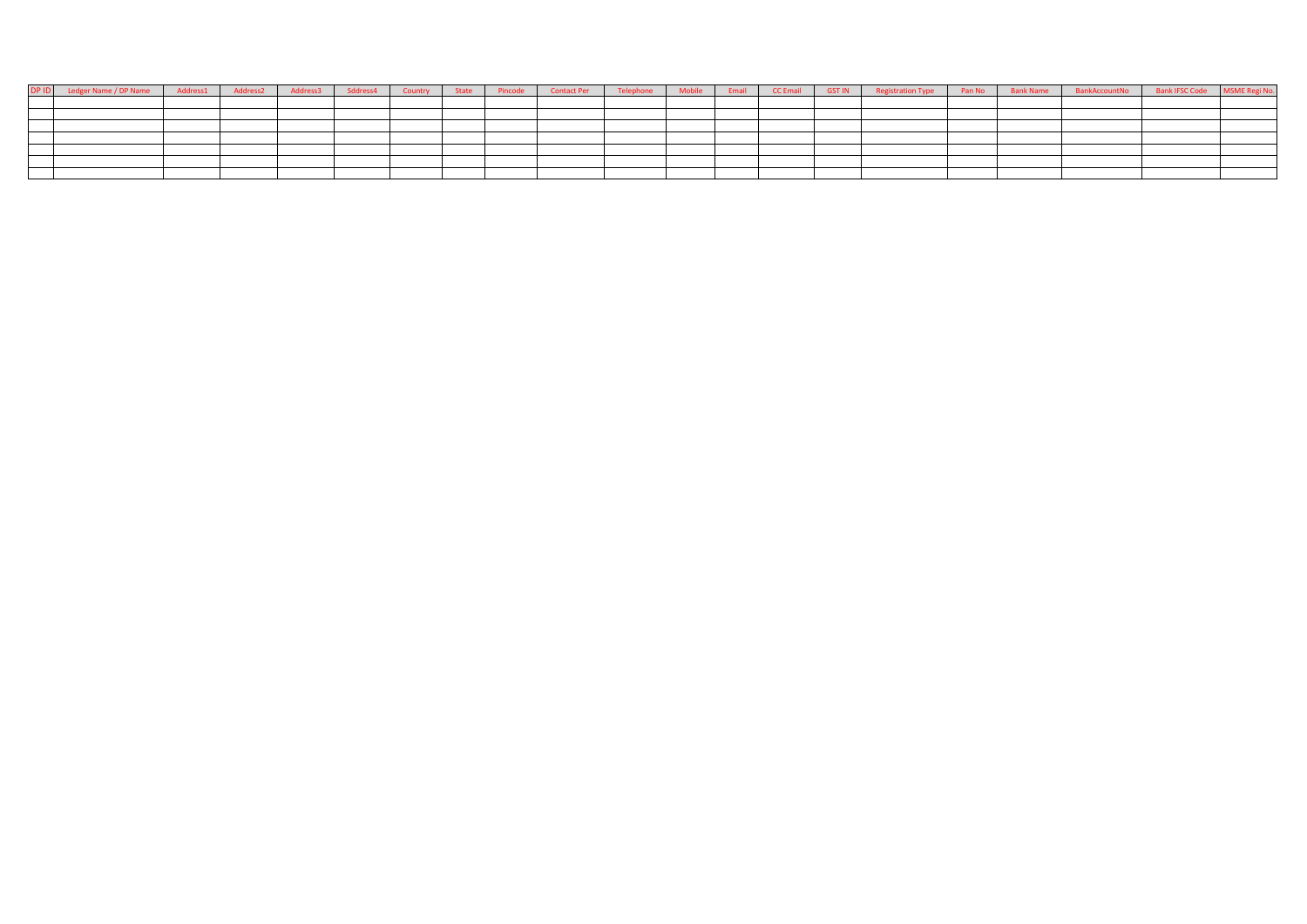| DP ID | Ledger Name / DP Name | Address1 | Address2 | Address3 | Sddress4 | Country | State | Pincode | Contact Per | Telephone | Mobile | Email | CC Email | GST IN | Registration Type | Pan No | Bank Name | BankAccountNo | Bank IFSC Code | MSME Regi No. |
|---|---|---|---|---|---|---|---|---|---|---|---|---|---|---|---|---|---|---|---|---|
| | | | | | | | | | | | | | | | | | | | | |
| | | | | | | | | | | | | | | | | | | | | |
| | | | | | | | | | | | | | | | | | | | | |
| | | | | | | | | | | | | | | | | | | | | |
| | | | | | | | | | | | | | | | | | | | | |
| | | | | | | | | | | | | | | | | | | | | |
| | | | | | | | | | | | | | | | | | | | | |